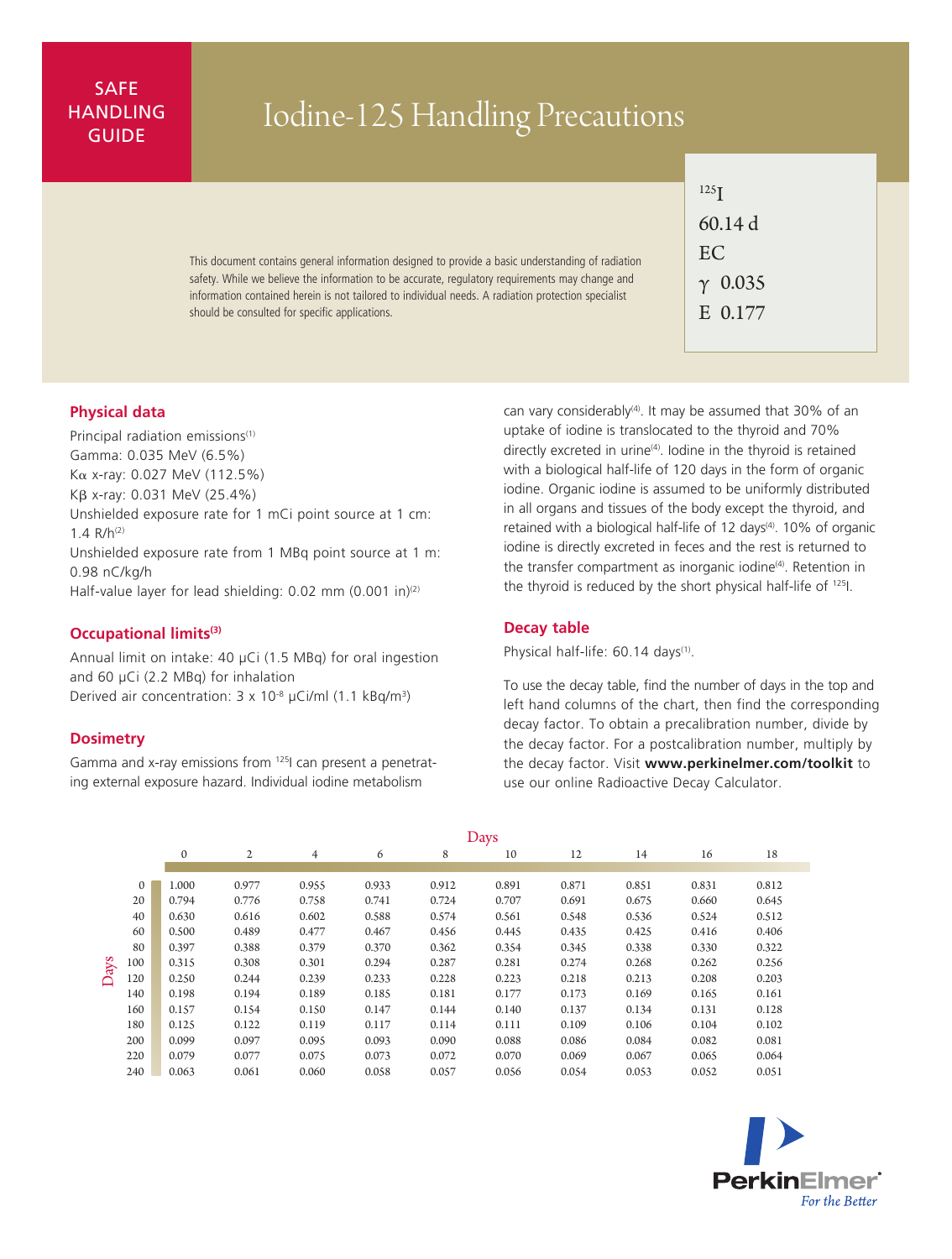SAFE HANDLING GUIDE

# Iodine-125 Handling Precautions

$^{125}$I
60.14 d
EC
γ 0.035
E 0.177

This document contains general information designed to provide a basic understanding of radiation safety. While we believe the information to be accurate, regulatory requirements may change and information contained herein is not tailored to individual needs. A radiation protection specialist should be consulted for specific applications.

## Physical data

Principal radiation emissions[1]
Gamma: 0.035 MeV (6.5%)
Kα x-ray: 0.027 MeV (112.5%)
Kβ x-ray: 0.031 MeV (25.4%)
Unshielded exposure rate for 1 mCi point source at 1 cm: 1.4 R/h[2]
Unshielded exposure rate from 1 MBq point source at 1 m: 0.98 nC/kg/h
Half-value layer for lead shielding: 0.02 mm (0.001 in)[2]

## Occupational limits[3]

Annual limit on intake: 40 µCi (1.5 MBq) for oral ingestion and 60 µCi (2.2 MBq) for inhalation
Derived air concentration: $3 \times 10^{-8}$ µCi/ml (1.1 kBq/m$^3$)

## Dosimetry

Gamma and x-ray emissions from $^{125}$I can present a penetrating external exposure hazard. Individual iodine metabolism can vary considerably[4]. It may be assumed that 30% of an uptake of iodine is translocated to the thyroid and 70% directly excreted in urine[4]. Iodine in the thyroid is retained with a biological half-life of 120 days in the form of organic iodine. Organic iodine is assumed to be uniformly distributed in all organs and tissues of the body except the thyroid, and retained with a biological half-life of 12 days[4]. 10% of organic iodine is directly excreted in feces and the rest is returned to the transfer compartment as inorganic iodine[4]. Retention in the thyroid is reduced by the short physical half-life of $^{125}$I.

## Decay table

Physical half-life: 60.14 days[1].

To use the decay table, find the number of days in the top and left hand columns of the chart, then find the corresponding decay factor. To obtain a precalibration number, divide by the decay factor. For a postcalibration number, multiply by the decay factor. Visit **www.perkinelmer.com/toolkit** to use our online Radioactive Decay Calculator.

| Days | 0 | 2 | 4 | 6 | 8 | 10 | 12 | 14 | 16 | 18 |
|---|---|---|---|---|---|---|---|---|---|---|
| 0 | 1.000 | 0.977 | 0.955 | 0.933 | 0.912 | 0.891 | 0.871 | 0.851 | 0.831 | 0.812 |
| 20 | 0.794 | 0.776 | 0.758 | 0.741 | 0.724 | 0.707 | 0.691 | 0.675 | 0.660 | 0.645 |
| 40 | 0.630 | 0.616 | 0.602 | 0.588 | 0.574 | 0.561 | 0.548 | 0.536 | 0.524 | 0.512 |
| 60 | 0.500 | 0.489 | 0.477 | 0.467 | 0.456 | 0.445 | 0.435 | 0.425 | 0.416 | 0.406 |
| 80 | 0.397 | 0.388 | 0.379 | 0.370 | 0.362 | 0.354 | 0.345 | 0.338 | 0.330 | 0.322 |
| 100 | 0.315 | 0.308 | 0.301 | 0.294 | 0.287 | 0.281 | 0.274 | 0.268 | 0.262 | 0.256 |
| 120 | 0.250 | 0.244 | 0.239 | 0.233 | 0.228 | 0.223 | 0.218 | 0.213 | 0.208 | 0.203 |
| 140 | 0.198 | 0.194 | 0.189 | 0.185 | 0.181 | 0.177 | 0.173 | 0.169 | 0.165 | 0.161 |
| 160 | 0.157 | 0.154 | 0.150 | 0.147 | 0.144 | 0.140 | 0.137 | 0.134 | 0.131 | 0.128 |
| 180 | 0.125 | 0.122 | 0.119 | 0.117 | 0.114 | 0.111 | 0.109 | 0.106 | 0.104 | 0.102 |
| 200 | 0.099 | 0.097 | 0.095 | 0.093 | 0.090 | 0.088 | 0.086 | 0.084 | 0.082 | 0.081 |
| 220 | 0.079 | 0.077 | 0.075 | 0.073 | 0.072 | 0.070 | 0.069 | 0.067 | 0.065 | 0.064 |
| 240 | 0.063 | 0.061 | 0.060 | 0.058 | 0.057 | 0.056 | 0.054 | 0.053 | 0.052 | 0.051 |

PerkinElmer
*For the Better*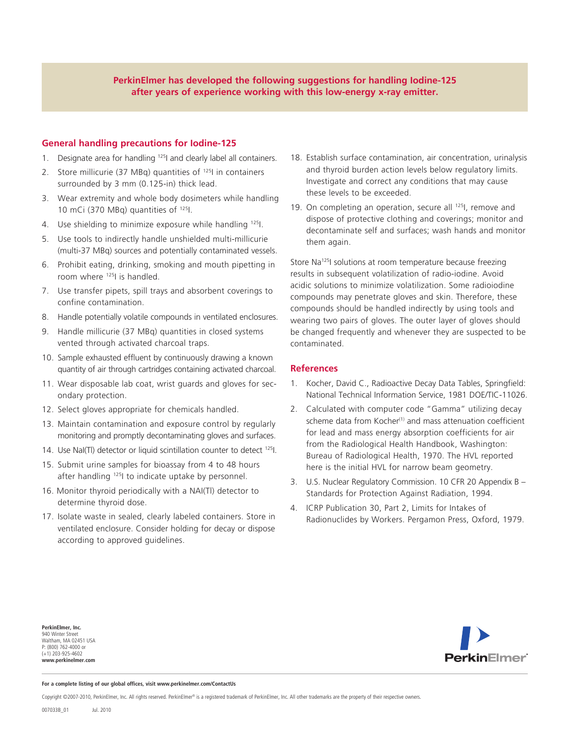**PerkinElmer has developed the following suggestions for handling Iodine-125 after years of experience working with this low-energy x-ray emitter.**

## General handling precautions for Iodine-125

1. Designate area for handling $^{125}$I and clearly label all containers.
2. Store millicurie (37 MBq) quantities of $^{125}$I in containers surrounded by 3 mm (0.125-in) thick lead.
3. Wear extremity and whole body dosimeters while handling 10 mCi (370 MBq) quantities of $^{125}$I.
4. Use shielding to minimize exposure while handling $^{125}$I.
5. Use tools to indirectly handle unshielded multi-millicurie (multi-37 MBq) sources and potentially contaminated vessels.
6. Prohibit eating, drinking, smoking and mouth pipetting in room where $^{125}$I is handled.
7. Use transfer pipets, spill trays and absorbent coverings to confine contamination.
8. Handle potentially volatile compounds in ventilated enclosures.
9. Handle millicurie (37 MBq) quantities in closed systems vented through activated charcoal traps.
10. Sample exhausted effluent by continuously drawing a known quantity of air through cartridges containing activated charcoal.
11. Wear disposable lab coat, wrist guards and gloves for secondary protection.
12. Select gloves appropriate for chemicals handled.
13. Maintain contamination and exposure control by regularly monitoring and promptly decontaminating gloves and surfaces.
14. Use NaI(Tl) detector or liquid scintillation counter to detect $^{125}$I.
15. Submit urine samples for bioassay from 4 to 48 hours after handling $^{125}$I to indicate uptake by personnel.
16. Monitor thyroid periodically with a NAI(Tl) detector to determine thyroid dose.
17. Isolate waste in sealed, clearly labeled containers. Store in ventilated enclosure. Consider holding for decay or dispose according to approved guidelines.
18. Establish surface contamination, air concentration, urinalysis and thyroid burden action levels below regulatory limits. Investigate and correct any conditions that may cause these levels to be exceeded.
19. On completing an operation, secure all $^{125}$I, remove and dispose of protective clothing and coverings; monitor and decontaminate self and surfaces; wash hands and monitor them again.

Store Na$^{125}$I solutions at room temperature because freezing results in subsequent volatilization of radio-iodine. Avoid acidic solutions to minimize volatilization. Some radioiodine compounds may penetrate gloves and skin. Therefore, these compounds should be handled indirectly by using tools and wearing two pairs of gloves. The outer layer of gloves should be changed frequently and whenever they are suspected to be contaminated.

## References

1. Kocher, David C., Radioactive Decay Data Tables, Springfield: National Technical Information Service, 1981 DOE/TIC-11026.
2. Calculated with computer code "Gamma" utilizing decay scheme data from Kocher[1] and mass attenuation coefficient for lead and mass energy absorption coefficients for air from the Radiological Health Handbook, Washington: Bureau of Radiological Health, 1970. The HVL reported here is the initial HVL for narrow beam geometry.
3. U.S. Nuclear Regulatory Commission. 10 CFR 20 Appendix B – Standards for Protection Against Radiation, 1994.
4. ICRP Publication 30, Part 2, Limits for Intakes of Radionuclides by Workers. Pergamon Press, Oxford, 1979.

**PerkinElmer, Inc.**
940 Winter Street
Waltham, MA 02451 USA
P: (800) 762-4000 or
(+1) 203-925-4602
**www.perkinelmer.com**

**For a complete listing of our global offices, visit www.perkinelmer.com/ContactUs**

Copyright ©2007-2010, PerkinElmer, Inc. All rights reserved. PerkinElmer® is a registered trademark of PerkinElmer, Inc. All other trademarks are the property of their respective owners.

007033B_01 Jul. 2010